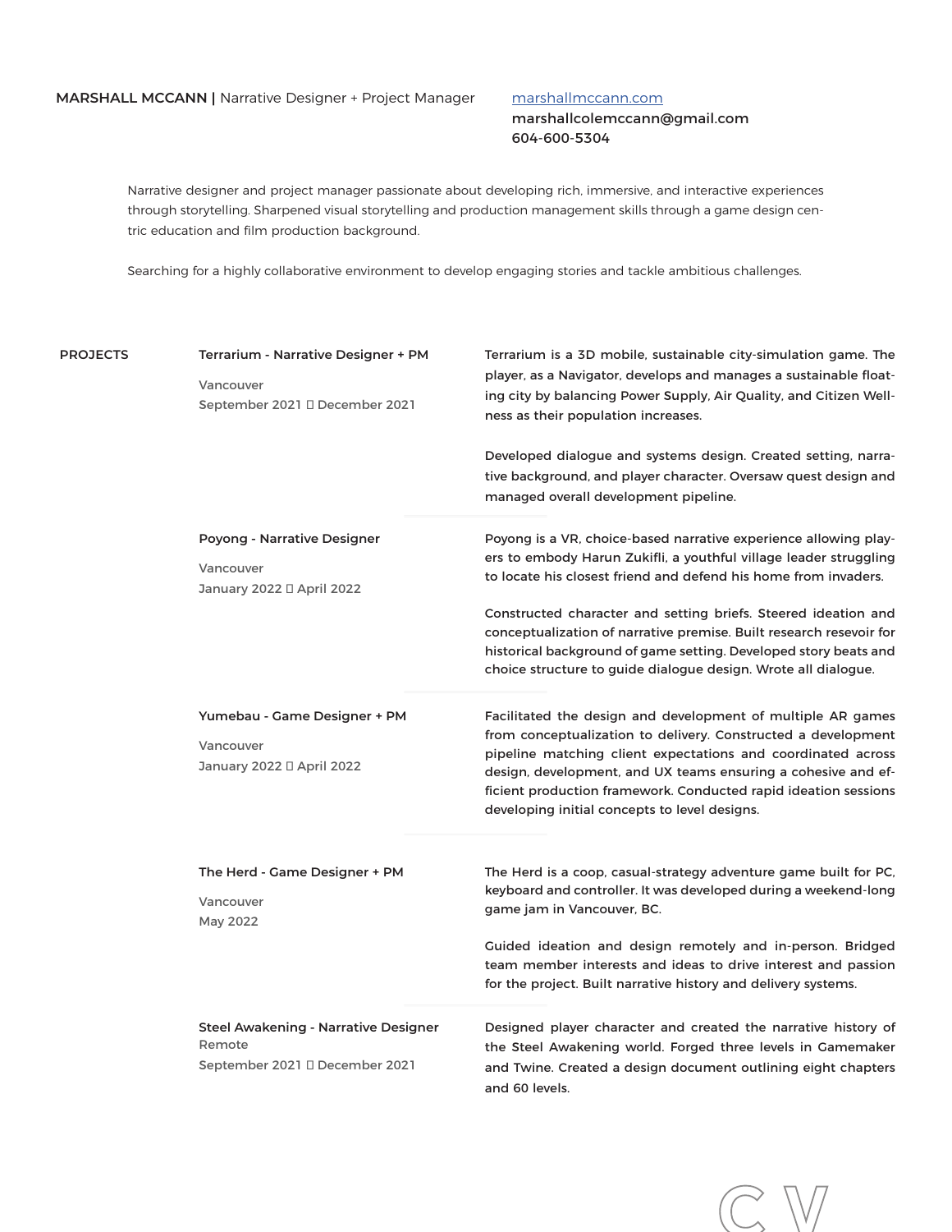**MARSHALL MCCANN |** Narrative Designer + Project Manager

[marshallmccann.com](marshallmccann.com)
marshallcolemccann@gmail.com
604-600-5304

Narrative designer and project manager passionate about developing rich, immersive, and interactive experiences through storytelling. Sharpened visual storytelling and production management skills through a game design centric education and film production background.

Searching for a highly collaborative environment to develop engaging stories and tackle ambitious challenges.

## PROJECTS

**Terrarium - Narrative Designer + PM**
Vancouver
September 2021 – December 2021

Terrarium is a 3D mobile, sustainable city-simulation game. The player, as a Navigator, develops and manages a sustainable floating city by balancing Power Supply, Air Quality, and Citizen Wellness as their population increases.

Developed dialogue and systems design. Created setting, narrative background, and player character. Oversaw quest design and managed overall development pipeline.

**Poyong - Narrative Designer**
Vancouver
January 2022 – April 2022

Poyong is a VR, choice-based narrative experience allowing players to embody Harun Zukifli, a youthful village leader struggling to locate his closest friend and defend his home from invaders.

Constructed character and setting briefs. Steered ideation and conceptualization of narrative premise. Built research resevoir for historical background of game setting. Developed story beats and choice structure to guide dialogue design. Wrote all dialogue.

**Yumebau - Game Designer + PM**
Vancouver
January 2022 – April 2022

Facilitated the design and development of multiple AR games from conceptualization to delivery. Constructed a development pipeline matching client expectations and coordinated across design, development, and UX teams ensuring a cohesive and efficient production framework. Conducted rapid ideation sessions developing initial concepts to level designs.

**The Herd - Game Designer + PM**
Vancouver
May 2022

The Herd is a coop, casual-strategy adventure game built for PC, keyboard and controller. It was developed during a weekend-long game jam in Vancouver, BC.

Guided ideation and design remotely and in-person. Bridged team member interests and ideas to drive interest and passion for the project. Built narrative history and delivery systems.

**Steel Awakening - Narrative Designer**
Remote
September 2021 – December 2021

Designed player character and created the narrative history of the Steel Awakening world. Forged three levels in Gamemaker and Twine. Created a design document outlining eight chapters and 60 levels.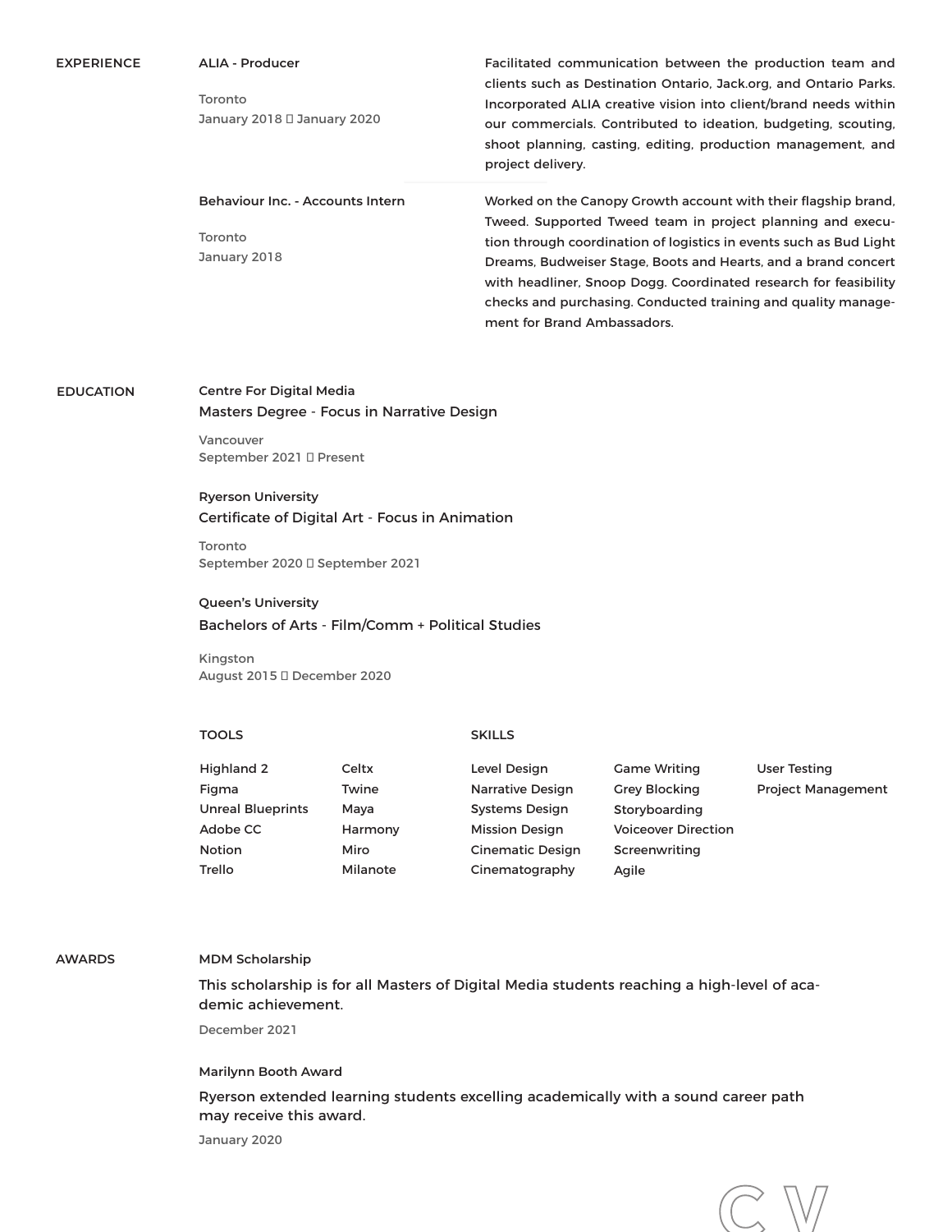## EXPERIENCE

### ALIA - Producer

Toronto
January 2018 – January 2020

Facilitated communication between the production team and clients such as Destination Ontario, Jack.org, and Ontario Parks. Incorporated ALIA creative vision into client/brand needs within our commercials. Contributed to ideation, budgeting, scouting, shoot planning, casting, editing, production management, and project delivery.

### Behaviour Inc. - Accounts Intern

Toronto
January 2018

Worked on the Canopy Growth account with their flagship brand, Tweed. Supported Tweed team in project planning and execution through coordination of logistics in events such as Bud Light Dreams, Budweiser Stage, Boots and Hearts, and a brand concert with headliner, Snoop Dogg. Coordinated research for feasibility checks and purchasing. Conducted training and quality management for Brand Ambassadors.

## EDUCATION

### Centre For Digital Media
Masters Degree - Focus in Narrative Design

Vancouver
September 2021 – Present

### Ryerson University
Certificate of Digital Art - Focus in Animation

Toronto
September 2020 – September 2021

### Queen's University
Bachelors of Arts - Film/Comm + Political Studies

Kingston
August 2015 – December 2020

### TOOLS

- Highland 2
- Figma
- Unreal Blueprints
- Adobe CC
- Notion
- Trello
- Celtx
- Twine
- Maya
- Harmony
- Miro
- Milanote

### SKILLS

- Level Design
- Narrative Design
- Systems Design
- Mission Design
- Cinematic Design
- Cinematography
- Game Writing
- Grey Blocking
- Storyboarding
- Voiceover Direction
- Screenwriting
- Agile
- User Testing
- Project Management

## AWARDS

### MDM Scholarship

This scholarship is for all Masters of Digital Media students reaching a high-level of academic achievement.

December 2021

### Marilynn Booth Award

Ryerson extended learning students excelling academically with a sound career path may receive this award.

January 2020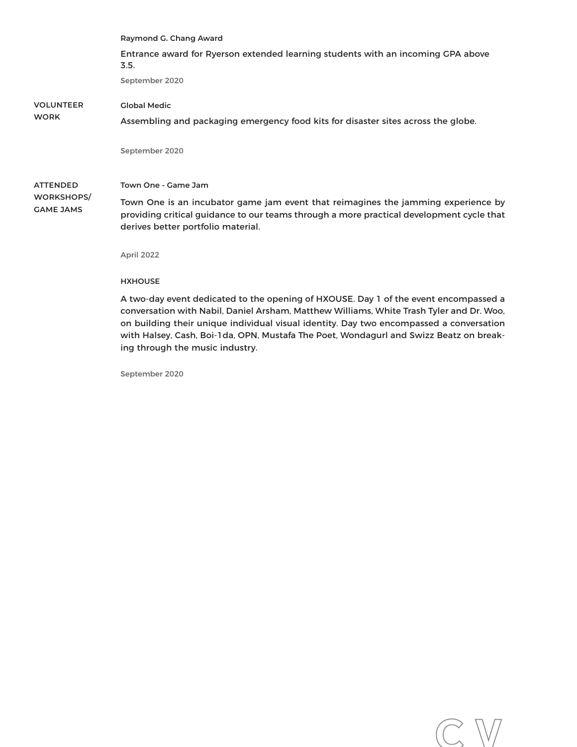**Raymond G. Chang Award**

Entrance award for Ryerson extended learning students with an incoming GPA above 3.5.

September 2020

## VOLUNTEER WORK

**Global Medic**

Assembling and packaging emergency food kits for disaster sites across the globe.

September 2020

## ATTENDED WORKSHOPS/ GAME JAMS

**Town One - Game Jam**

Town One is an incubator game jam event that reimagines the jamming experience by providing critical guidance to our teams through a more practical development cycle that derives better portfolio material.

April 2022

**HXHOUSE**

A two-day event dedicated to the opening of HXOUSE. Day 1 of the event encompassed a conversation with Nabil, Daniel Arsham, Matthew Williams, White Trash Tyler and Dr. Woo, on building their unique individual visual identity. Day two encompassed a conversation with Halsey, Cash, Boi-1da, OPN, Mustafa The Poet, Wondagurl and Swizz Beatz on breaking through the music industry.

September 2020